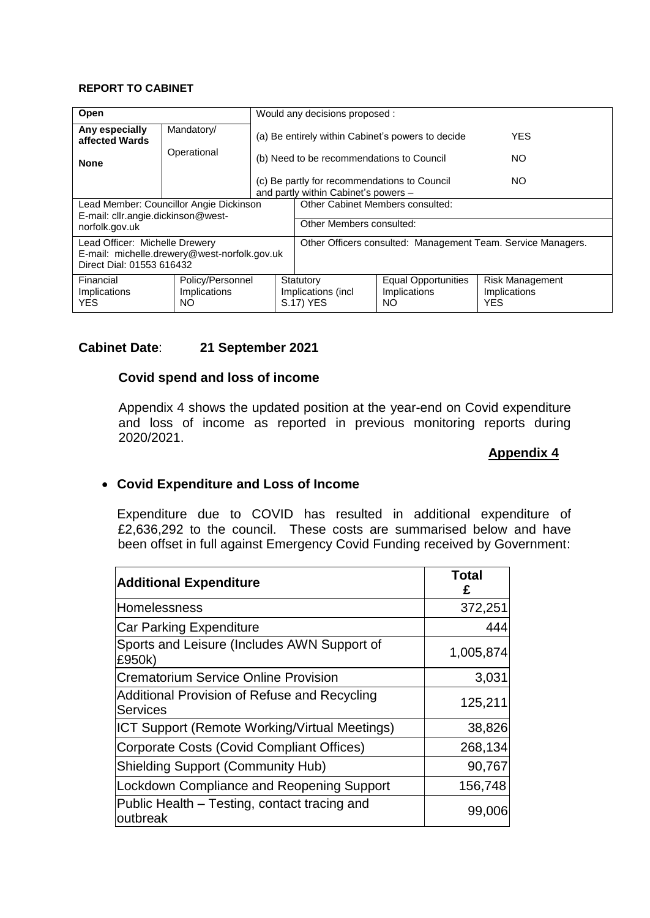**REPORT TO CABINET**

| Open | | Would any decisions proposed : | | | |
|---|---|---|---|---|---|
| **Any especially affected Wards**<br><br>**None** | Mandatory/<br><br>Operational | (a) Be entirely within Cabinet's powers to decide | | | YES |
| | | (b) Need to be recommendations to Council | | | NO |
| | | (c) Be partly for recommendations to Council and partly within Cabinet's powers – | | | NO |
| Lead Member: Councillor Angie Dickinson<br>E-mail: cllr.angie.dickinson@west-norfolk.gov.uk | | Other Cabinet Members consulted: | | | |
| | | Other Members consulted: | | | |
| Lead Officer: Michelle Drewery<br>E-mail: michelle.drewery@west-norfolk.gov.uk<br>Direct Dial: 01553 616432 | | Other Officers consulted: Management Team. Service Managers. | | | |
| Financial Implications<br>YES | Policy/Personnel Implications<br>NO | Statutory Implications (incl S.17) YES | Equal Opportunities Implications<br>NO | Risk Management Implications<br>YES | |

**Cabinet Date**: **21 September 2021**

**Covid spend and loss of income**

Appendix 4 shows the updated position at the year-end on Covid expenditure and loss of income as reported in previous monitoring reports during 2020/2021.

**Appendix 4**

- **Covid Expenditure and Loss of Income**

Expenditure due to COVID has resulted in additional expenditure of £2,636,292 to the council. These costs are summarised below and have been offset in full against Emergency Covid Funding received by Government:

| Additional Expenditure | Total £ |
|---|---:|
| Homelessness | 372,251 |
| Car Parking Expenditure | 444 |
| Sports and Leisure (Includes AWN Support of £950k) | 1,005,874 |
| Crematorium Service Online Provision | 3,031 |
| Additional Provision of Refuse and Recycling Services | 125,211 |
| ICT Support (Remote Working/Virtual Meetings) | 38,826 |
| Corporate Costs (Covid Compliant Offices) | 268,134 |
| Shielding Support (Community Hub) | 90,767 |
| Lockdown Compliance and Reopening Support | 156,748 |
| Public Health – Testing, contact tracing and outbreak | 99,006 |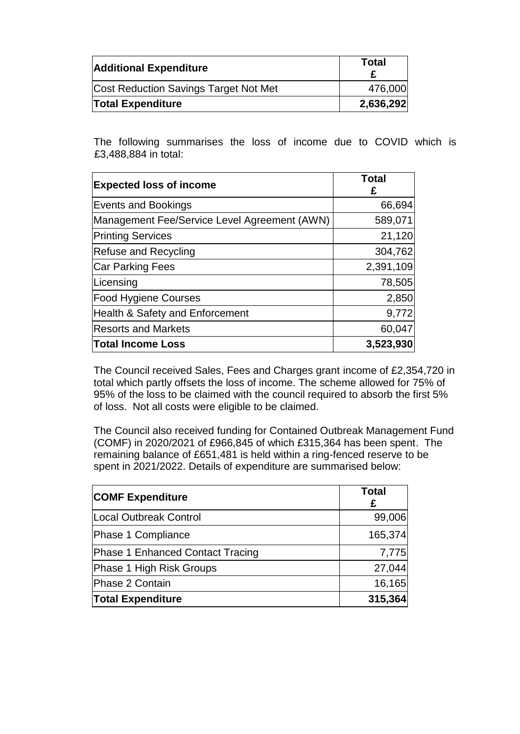| Additional Expenditure | Total £ |
|---|---|
| Cost Reduction Savings Target Not Met | 476,000 |
| **Total Expenditure** | **2,636,292** |

The following summarises the loss of income due to COVID which is £3,488,884 in total:

| Expected loss of income | Total £ |
|---|---|
| Events and Bookings | 66,694 |
| Management Fee/Service Level Agreement (AWN) | 589,071 |
| Printing Services | 21,120 |
| Refuse and Recycling | 304,762 |
| Car Parking Fees | 2,391,109 |
| Licensing | 78,505 |
| Food Hygiene Courses | 2,850 |
| Health & Safety and Enforcement | 9,772 |
| Resorts and Markets | 60,047 |
| **Total Income Loss** | **3,523,930** |

The Council received Sales, Fees and Charges grant income of £2,354,720 in total which partly offsets the loss of income. The scheme allowed for 75% of 95% of the loss to be claimed with the council required to absorb the first 5% of loss. Not all costs were eligible to be claimed.

The Council also received funding for Contained Outbreak Management Fund (COMF) in 2020/2021 of £966,845 of which £315,364 has been spent. The remaining balance of £651,481 is held within a ring-fenced reserve to be spent in 2021/2022. Details of expenditure are summarised below:

| COMF Expenditure | Total £ |
|---|---|
| Local Outbreak Control | 99,006 |
| Phase 1 Compliance | 165,374 |
| Phase 1 Enhanced Contact Tracing | 7,775 |
| Phase 1 High Risk Groups | 27,044 |
| Phase 2 Contain | 16,165 |
| **Total Expenditure** | **315,364** |